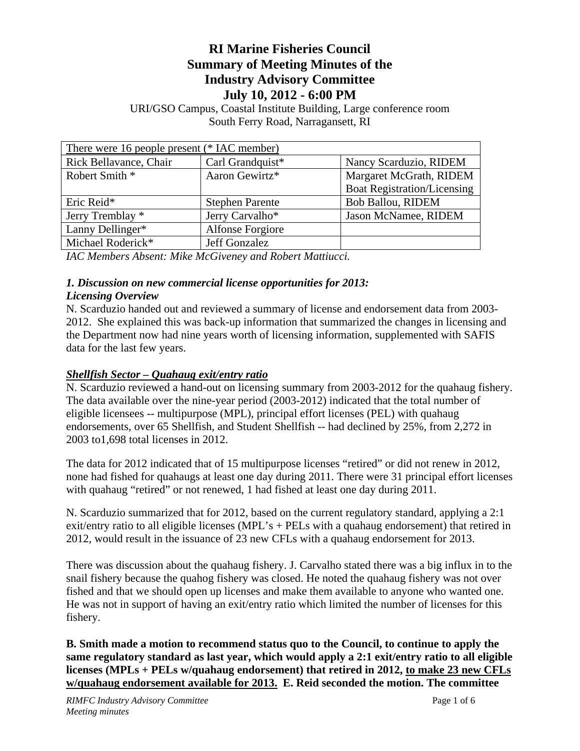# RI Marine Fisheries Council
# Summary of Meeting Minutes of the
# Industry Advisory Committee
# July 10, 2012 - 6:00 PM

URI/GSO Campus, Coastal Institute Building, Large conference room
South Ferry Road, Narragansett, RI

| There were 16 people present (* IAC member) | | |
|---|---|---|
| Rick Bellavance, Chair | Carl Grandquist* | Nancy Scarduzio, RIDEM |
| Robert Smith * | Aaron Gewirtz* | Margaret McGrath, RIDEM Boat Registration/Licensing |
| Eric Reid* | Stephen Parente | Bob Ballou, RIDEM |
| Jerry Tremblay * | Jerry Carvalho* | Jason McNamee, RIDEM |
| Lanny Dellinger* | Alfonse Forgiore | |
| Michael Roderick* | Jeff Gonzalez | |

*IAC Members Absent: Mike McGiveney and Robert Mattiucci.*

### *1. Discussion on new commercial license opportunities for 2013:*
### *Licensing Overview*

N. Scarduzio handed out and reviewed a summary of license and endorsement data from 2003-2012. She explained this was back-up information that summarized the changes in licensing and the Department now had nine years worth of licensing information, supplemented with SAFIS data for the last few years.

### ***Shellfish Sector – Quahaug exit/entry ratio***

N. Scarduzio reviewed a hand-out on licensing summary from 2003-2012 for the quahaug fishery. The data available over the nine-year period (2003-2012) indicated that the total number of eligible licensees -- multipurpose (MPL), principal effort licenses (PEL) with quahaug endorsements, over 65 Shellfish, and Student Shellfish -- had declined by 25%, from 2,272 in 2003 to1,698 total licenses in 2012.

The data for 2012 indicated that of 15 multipurpose licenses "retired" or did not renew in 2012, none had fished for quahaugs at least one day during 2011. There were 31 principal effort licenses with quahaug "retired" or not renewed, 1 had fished at least one day during 2011.

N. Scarduzio summarized that for 2012, based on the current regulatory standard, applying a 2:1 exit/entry ratio to all eligible licenses (MPL's + PELs with a quahaug endorsement) that retired in 2012, would result in the issuance of 23 new CFLs with a quahaug endorsement for 2013.

There was discussion about the quahaug fishery. J. Carvalho stated there was a big influx in to the snail fishery because the quahog fishery was closed. He noted the quahaug fishery was not over fished and that we should open up licenses and make them available to anyone who wanted one. He was not in support of having an exit/entry ratio which limited the number of licenses for this fishery.

**B. Smith made a motion to recommend status quo to the Council, to continue to apply the same regulatory standard as last year, which would apply a 2:1 exit/entry ratio to all eligible licenses (MPLs + PELs w/quahaug endorsement) that retired in 2012, <u>to make 23 new CFLs w/quahaug endorsement available for 2013.</u> E. Reid seconded the motion. The committee**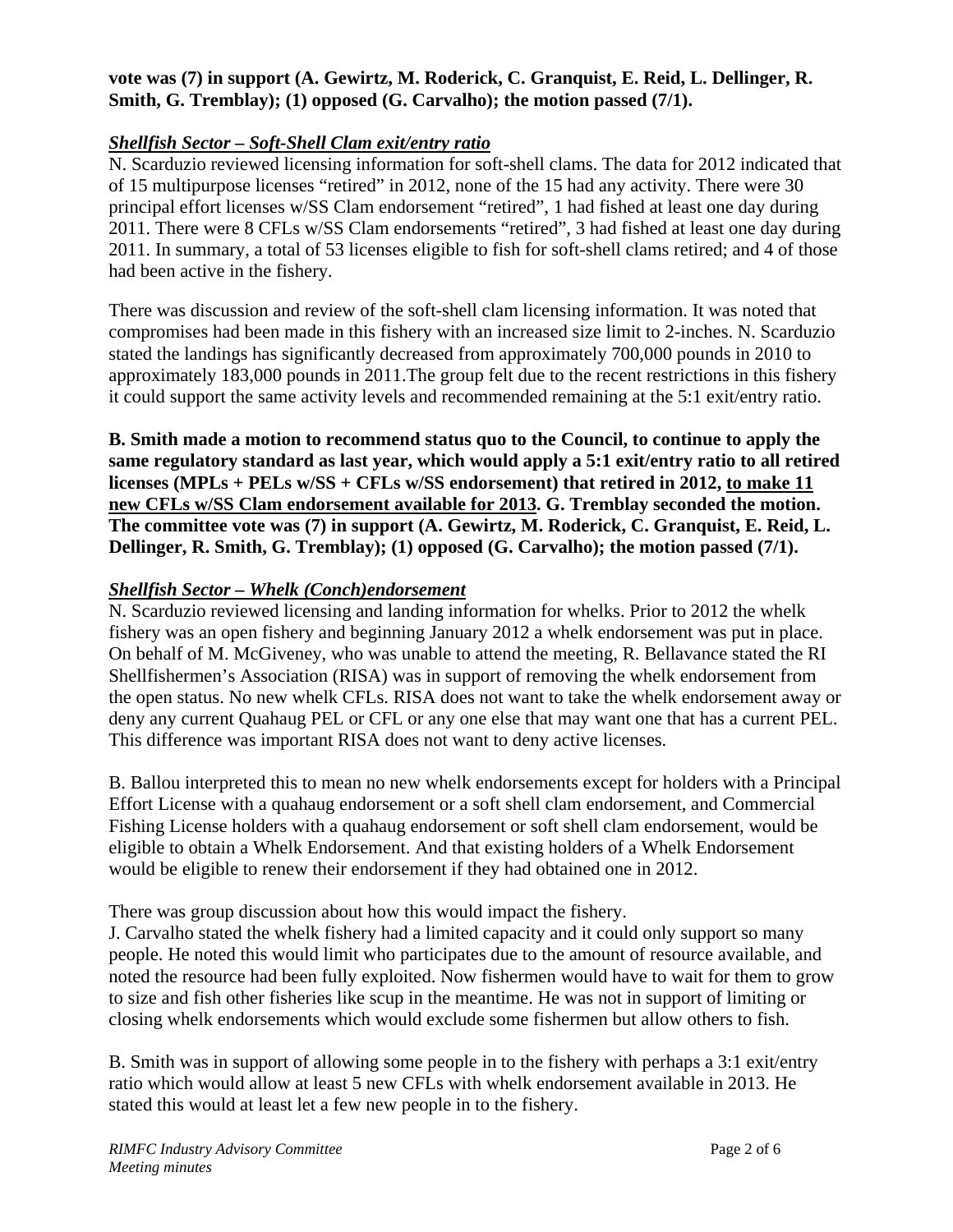**vote was (7) in support (A. Gewirtz, M. Roderick, C. Granquist, E. Reid, L. Dellinger, R. Smith, G. Tremblay); (1) opposed (G. Carvalho); the motion passed (7/1).**

***Shellfish Sector – Soft-Shell Clam exit/entry ratio***

N. Scarduzio reviewed licensing information for soft-shell clams. The data for 2012 indicated that of 15 multipurpose licenses "retired" in 2012, none of the 15 had any activity. There were 30 principal effort licenses w/SS Clam endorsement "retired", 1 had fished at least one day during 2011. There were 8 CFLs w/SS Clam endorsements "retired", 3 had fished at least one day during 2011. In summary, a total of 53 licenses eligible to fish for soft-shell clams retired; and 4 of those had been active in the fishery.

There was discussion and review of the soft-shell clam licensing information. It was noted that compromises had been made in this fishery with an increased size limit to 2-inches. N. Scarduzio stated the landings has significantly decreased from approximately 700,000 pounds in 2010 to approximately 183,000 pounds in 2011.The group felt due to the recent restrictions in this fishery it could support the same activity levels and recommended remaining at the 5:1 exit/entry ratio.

**B. Smith made a motion to recommend status quo to the Council, to continue to apply the same regulatory standard as last year, which would apply a 5:1 exit/entry ratio to all retired licenses (MPLs + PELs w/SS + CFLs w/SS endorsement) that retired in 2012, <u>to make 11 new CFLs w/SS Clam endorsement available for 2013</u>. G. Tremblay seconded the motion. The committee vote was (7) in support (A. Gewirtz, M. Roderick, C. Granquist, E. Reid, L. Dellinger, R. Smith, G. Tremblay); (1) opposed (G. Carvalho); the motion passed (7/1).**

***Shellfish Sector – Whelk (Conch)endorsement***

N. Scarduzio reviewed licensing and landing information for whelks. Prior to 2012 the whelk fishery was an open fishery and beginning January 2012 a whelk endorsement was put in place. On behalf of M. McGiveney, who was unable to attend the meeting, R. Bellavance stated the RI Shellfishermen's Association (RISA) was in support of removing the whelk endorsement from the open status. No new whelk CFLs. RISA does not want to take the whelk endorsement away or deny any current Quahaug PEL or CFL or any one else that may want one that has a current PEL. This difference was important RISA does not want to deny active licenses.

B. Ballou interpreted this to mean no new whelk endorsements except for holders with a Principal Effort License with a quahaug endorsement or a soft shell clam endorsement, and Commercial Fishing License holders with a quahaug endorsement or soft shell clam endorsement, would be eligible to obtain a Whelk Endorsement. And that existing holders of a Whelk Endorsement would be eligible to renew their endorsement if they had obtained one in 2012.

There was group discussion about how this would impact the fishery.

J. Carvalho stated the whelk fishery had a limited capacity and it could only support so many people. He noted this would limit who participates due to the amount of resource available, and noted the resource had been fully exploited. Now fishermen would have to wait for them to grow to size and fish other fisheries like scup in the meantime. He was not in support of limiting or closing whelk endorsements which would exclude some fishermen but allow others to fish.

B. Smith was in support of allowing some people in to the fishery with perhaps a 3:1 exit/entry ratio which would allow at least 5 new CFLs with whelk endorsement available in 2013. He stated this would at least let a few new people in to the fishery.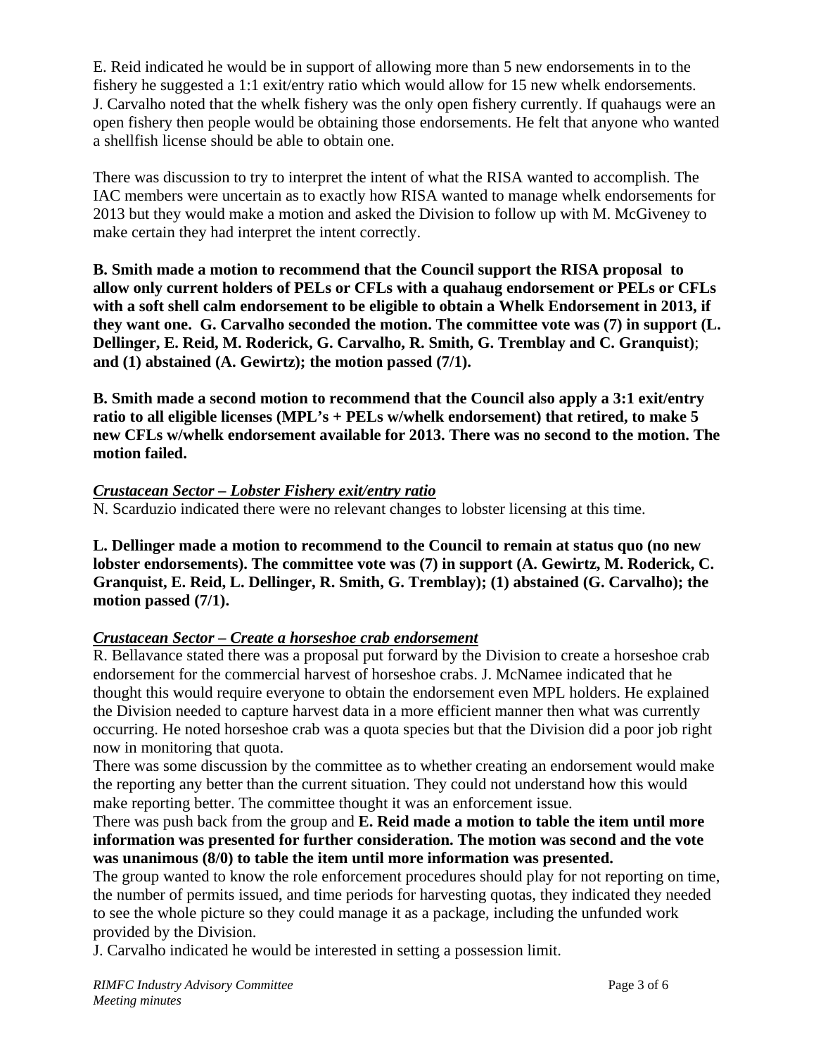E. Reid indicated he would be in support of allowing more than 5 new endorsements in to the fishery he suggested a 1:1 exit/entry ratio which would allow for 15 new whelk endorsements. J. Carvalho noted that the whelk fishery was the only open fishery currently. If quahaugs were an open fishery then people would be obtaining those endorsements. He felt that anyone who wanted a shellfish license should be able to obtain one.

There was discussion to try to interpret the intent of what the RISA wanted to accomplish. The IAC members were uncertain as to exactly how RISA wanted to manage whelk endorsements for 2013 but they would make a motion and asked the Division to follow up with M. McGiveney to make certain they had interpret the intent correctly.

**B. Smith made a motion to recommend that the Council support the RISA proposal to allow only current holders of PELs or CFLs with a quahaug endorsement or PELs or CFLs with a soft shell calm endorsement to be eligible to obtain a Whelk Endorsement in 2013, if they want one. G. Carvalho seconded the motion. The committee vote was (7) in support (L. Dellinger, E. Reid, M. Roderick, G. Carvalho, R. Smith, G. Tremblay and C. Granquist); and (1) abstained (A. Gewirtz); the motion passed (7/1).**

**B. Smith made a second motion to recommend that the Council also apply a 3:1 exit/entry ratio to all eligible licenses (MPL's + PELs w/whelk endorsement) that retired, to make 5 new CFLs w/whelk endorsement available for 2013. There was no second to the motion. The motion failed.**

***Crustacean Sector – Lobster Fishery exit/entry ratio***

N. Scarduzio indicated there were no relevant changes to lobster licensing at this time.

**L. Dellinger made a motion to recommend to the Council to remain at status quo (no new lobster endorsements). The committee vote was (7) in support (A. Gewirtz, M. Roderick, C. Granquist, E. Reid, L. Dellinger, R. Smith, G. Tremblay); (1) abstained (G. Carvalho); the motion passed (7/1).**

***Crustacean Sector – Create a horseshoe crab endorsement***

R. Bellavance stated there was a proposal put forward by the Division to create a horseshoe crab endorsement for the commercial harvest of horseshoe crabs. J. McNamee indicated that he thought this would require everyone to obtain the endorsement even MPL holders. He explained the Division needed to capture harvest data in a more efficient manner then what was currently occurring. He noted horseshoe crab was a quota species but that the Division did a poor job right now in monitoring that quota.

There was some discussion by the committee as to whether creating an endorsement would make the reporting any better than the current situation. They could not understand how this would make reporting better. The committee thought it was an enforcement issue.

There was push back from the group and **E. Reid made a motion to table the item until more information was presented for further consideration. The motion was second and the vote was unanimous (8/0) to table the item until more information was presented.**

The group wanted to know the role enforcement procedures should play for not reporting on time, the number of permits issued, and time periods for harvesting quotas, they indicated they needed to see the whole picture so they could manage it as a package, including the unfunded work provided by the Division.

J. Carvalho indicated he would be interested in setting a possession limit.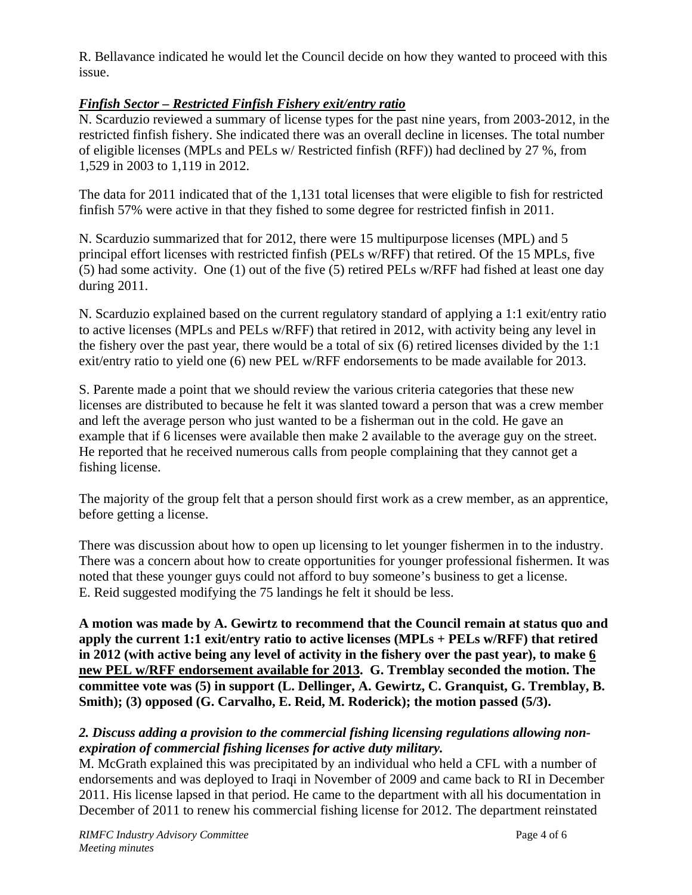R. Bellavance indicated he would let the Council decide on how they wanted to proceed with this issue.

***Finfish Sector – Restricted Finfish Fishery exit/entry ratio***

N. Scarduzio reviewed a summary of license types for the past nine years, from 2003-2012, in the restricted finfish fishery. She indicated there was an overall decline in licenses. The total number of eligible licenses (MPLs and PELs w/ Restricted finfish (RFF)) had declined by 27 %, from 1,529 in 2003 to 1,119 in 2012.

The data for 2011 indicated that of the 1,131 total licenses that were eligible to fish for restricted finfish 57% were active in that they fished to some degree for restricted finfish in 2011.

N. Scarduzio summarized that for 2012, there were 15 multipurpose licenses (MPL) and 5 principal effort licenses with restricted finfish (PELs w/RFF) that retired. Of the 15 MPLs, five (5) had some activity. One (1) out of the five (5) retired PELs w/RFF had fished at least one day during 2011.

N. Scarduzio explained based on the current regulatory standard of applying a 1:1 exit/entry ratio to active licenses (MPLs and PELs w/RFF) that retired in 2012, with activity being any level in the fishery over the past year, there would be a total of six (6) retired licenses divided by the 1:1 exit/entry ratio to yield one (6) new PEL w/RFF endorsements to be made available for 2013.

S. Parente made a point that we should review the various criteria categories that these new licenses are distributed to because he felt it was slanted toward a person that was a crew member and left the average person who just wanted to be a fisherman out in the cold. He gave an example that if 6 licenses were available then make 2 available to the average guy on the street. He reported that he received numerous calls from people complaining that they cannot get a fishing license.

The majority of the group felt that a person should first work as a crew member, as an apprentice, before getting a license.

There was discussion about how to open up licensing to let younger fishermen in to the industry. There was a concern about how to create opportunities for younger professional fishermen. It was noted that these younger guys could not afford to buy someone's business to get a license. E. Reid suggested modifying the 75 landings he felt it should be less.

**A motion was made by A. Gewirtz to recommend that the Council remain at status quo and apply the current 1:1 exit/entry ratio to active licenses (MPLs + PELs w/RFF) that retired in 2012 (with active being any level of activity in the fishery over the past year), to make <u>6 new PEL w/RFF endorsement available for 2013</u>. G. Tremblay seconded the motion. The committee vote was (5) in support (L. Dellinger, A. Gewirtz, C. Granquist, G. Tremblay, B. Smith); (3) opposed (G. Carvalho, E. Reid, M. Roderick); the motion passed (5/3).**

***2. Discuss adding a provision to the commercial fishing licensing regulations allowing non-expiration of commercial fishing licenses for active duty military.***

M. McGrath explained this was precipitated by an individual who held a CFL with a number of endorsements and was deployed to Iraqi in November of 2009 and came back to RI in December 2011. His license lapsed in that period. He came to the department with all his documentation in December of 2011 to renew his commercial fishing license for 2012. The department reinstated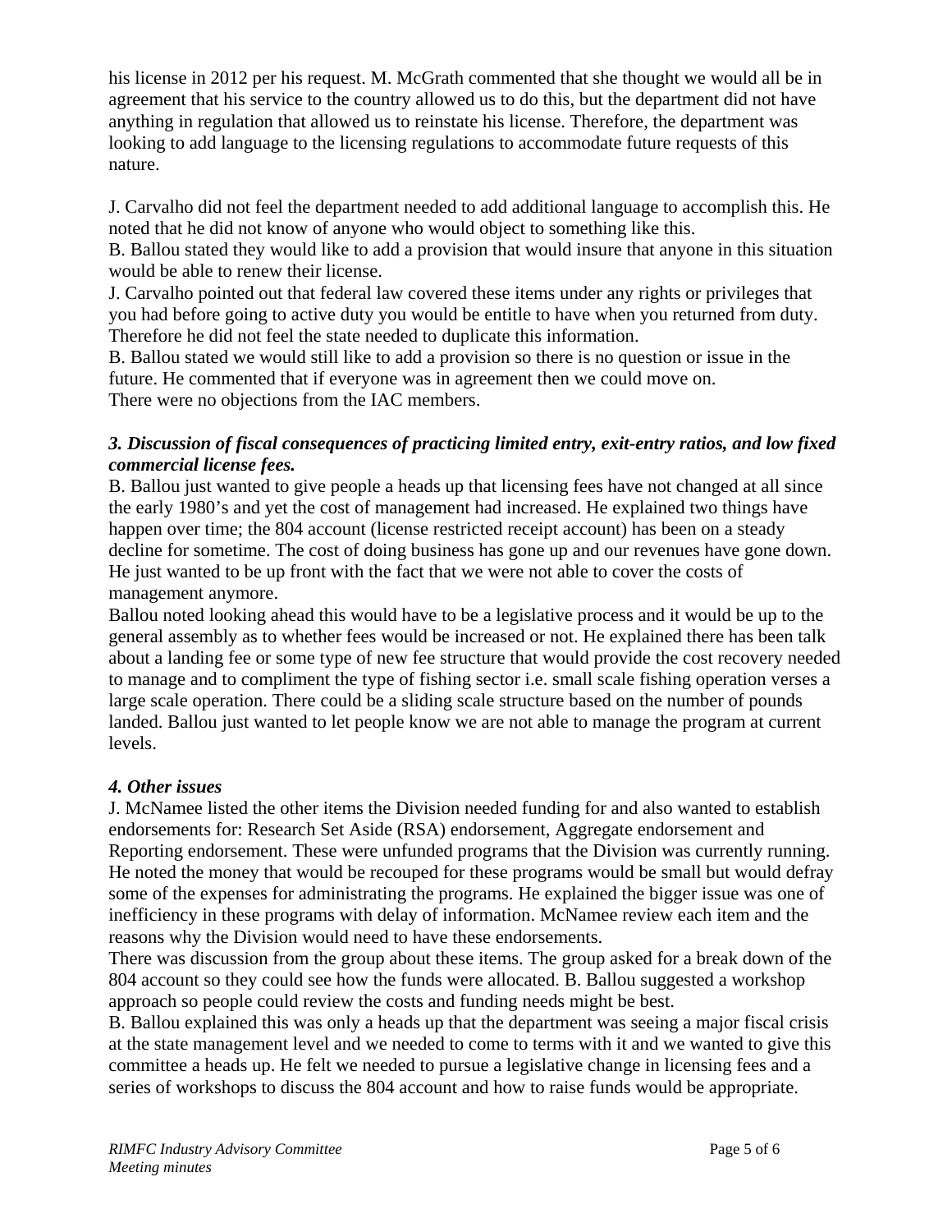his license in 2012 per his request. M. McGrath commented that she thought we would all be in agreement that his service to the country allowed us to do this, but the department did not have anything in regulation that allowed us to reinstate his license. Therefore, the department was looking to add language to the licensing regulations to accommodate future requests of this nature.

J. Carvalho did not feel the department needed to add additional language to accomplish this. He noted that he did not know of anyone who would object to something like this.
B. Ballou stated they would like to add a provision that would insure that anyone in this situation would be able to renew their license.
J. Carvalho pointed out that federal law covered these items under any rights or privileges that you had before going to active duty you would be entitle to have when you returned from duty. Therefore he did not feel the state needed to duplicate this information.
B. Ballou stated we would still like to add a provision so there is no question or issue in the future. He commented that if everyone was in agreement then we could move on.
There were no objections from the IAC members.

***3. Discussion of fiscal consequences of practicing limited entry, exit-entry ratios, and low fixed commercial license fees.***

B. Ballou just wanted to give people a heads up that licensing fees have not changed at all since the early 1980's and yet the cost of management had increased. He explained two things have happen over time; the 804 account (license restricted receipt account) has been on a steady decline for sometime. The cost of doing business has gone up and our revenues have gone down. He just wanted to be up front with the fact that we were not able to cover the costs of management anymore.
Ballou noted looking ahead this would have to be a legislative process and it would be up to the general assembly as to whether fees would be increased or not. He explained there has been talk about a landing fee or some type of new fee structure that would provide the cost recovery needed to manage and to compliment the type of fishing sector i.e. small scale fishing operation verses a large scale operation. There could be a sliding scale structure based on the number of pounds landed. Ballou just wanted to let people know we are not able to manage the program at current levels.

***4. Other issues***

J. McNamee listed the other items the Division needed funding for and also wanted to establish endorsements for: Research Set Aside (RSA) endorsement, Aggregate endorsement and Reporting endorsement. These were unfunded programs that the Division was currently running. He noted the money that would be recouped for these programs would be small but would defray some of the expenses for administrating the programs. He explained the bigger issue was one of inefficiency in these programs with delay of information. McNamee review each item and the reasons why the Division would need to have these endorsements.
There was discussion from the group about these items. The group asked for a break down of the 804 account so they could see how the funds were allocated. B. Ballou suggested a workshop approach so people could review the costs and funding needs might be best.
B. Ballou explained this was only a heads up that the department was seeing a major fiscal crisis at the state management level and we needed to come to terms with it and we wanted to give this committee a heads up. He felt we needed to pursue a legislative change in licensing fees and a series of workshops to discuss the 804 account and how to raise funds would be appropriate.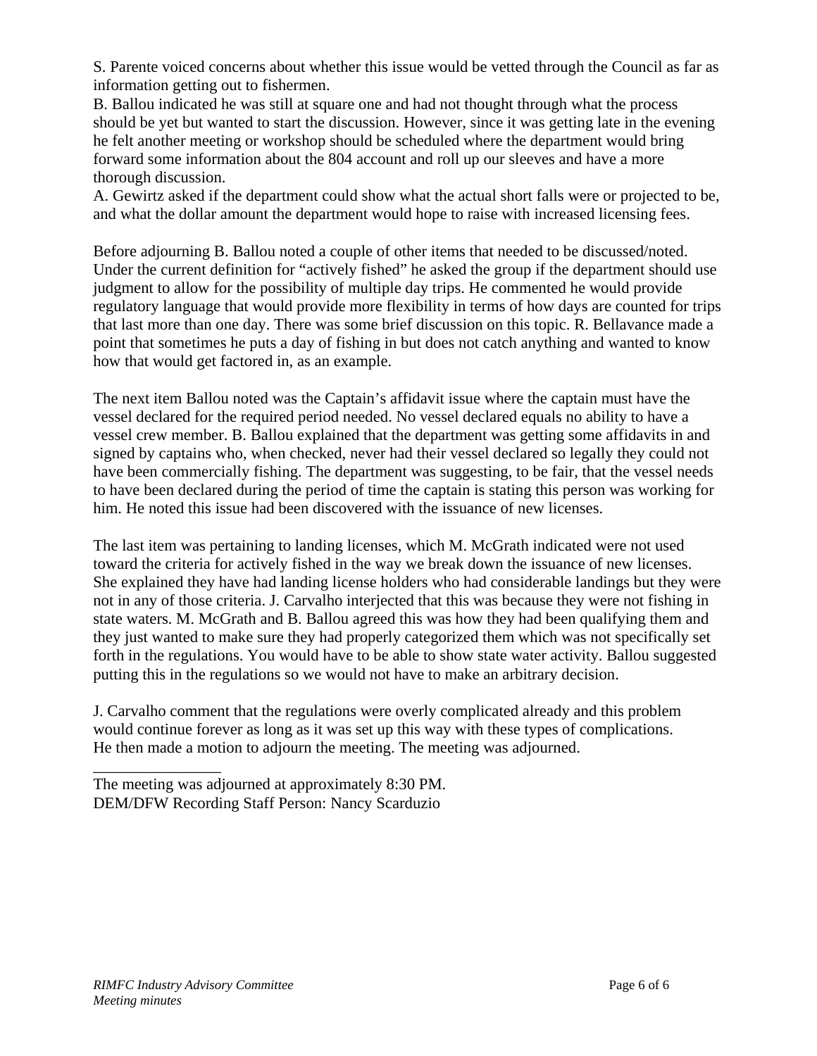S. Parente voiced concerns about whether this issue would be vetted through the Council as far as information getting out to fishermen.
B. Ballou indicated he was still at square one and had not thought through what the process should be yet but wanted to start the discussion. However, since it was getting late in the evening he felt another meeting or workshop should be scheduled where the department would bring forward some information about the 804 account and roll up our sleeves and have a more thorough discussion.
A. Gewirtz asked if the department could show what the actual short falls were or projected to be, and what the dollar amount the department would hope to raise with increased licensing fees.

Before adjourning B. Ballou noted a couple of other items that needed to be discussed/noted. Under the current definition for "actively fished" he asked the group if the department should use judgment to allow for the possibility of multiple day trips. He commented he would provide regulatory language that would provide more flexibility in terms of how days are counted for trips that last more than one day. There was some brief discussion on this topic. R. Bellavance made a point that sometimes he puts a day of fishing in but does not catch anything and wanted to know how that would get factored in, as an example.

The next item Ballou noted was the Captain's affidavit issue where the captain must have the vessel declared for the required period needed. No vessel declared equals no ability to have a vessel crew member. B. Ballou explained that the department was getting some affidavits in and signed by captains who, when checked, never had their vessel declared so legally they could not have been commercially fishing. The department was suggesting, to be fair, that the vessel needs to have been declared during the period of time the captain is stating this person was working for him. He noted this issue had been discovered with the issuance of new licenses.

The last item was pertaining to landing licenses, which M. McGrath indicated were not used toward the criteria for actively fished in the way we break down the issuance of new licenses. She explained they have had landing license holders who had considerable landings but they were not in any of those criteria. J. Carvalho interjected that this was because they were not fishing in state waters. M. McGrath and B. Ballou agreed this was how they had been qualifying them and they just wanted to make sure they had properly categorized them which was not specifically set forth in the regulations. You would have to be able to show state water activity. Ballou suggested putting this in the regulations so we would not have to make an arbitrary decision.

J. Carvalho comment that the regulations were overly complicated already and this problem would continue forever as long as it was set up this way with these types of complications. He then made a motion to adjourn the meeting. The meeting was adjourned.

---

The meeting was adjourned at approximately 8:30 PM.
DEM/DFW Recording Staff Person: Nancy Scarduzio